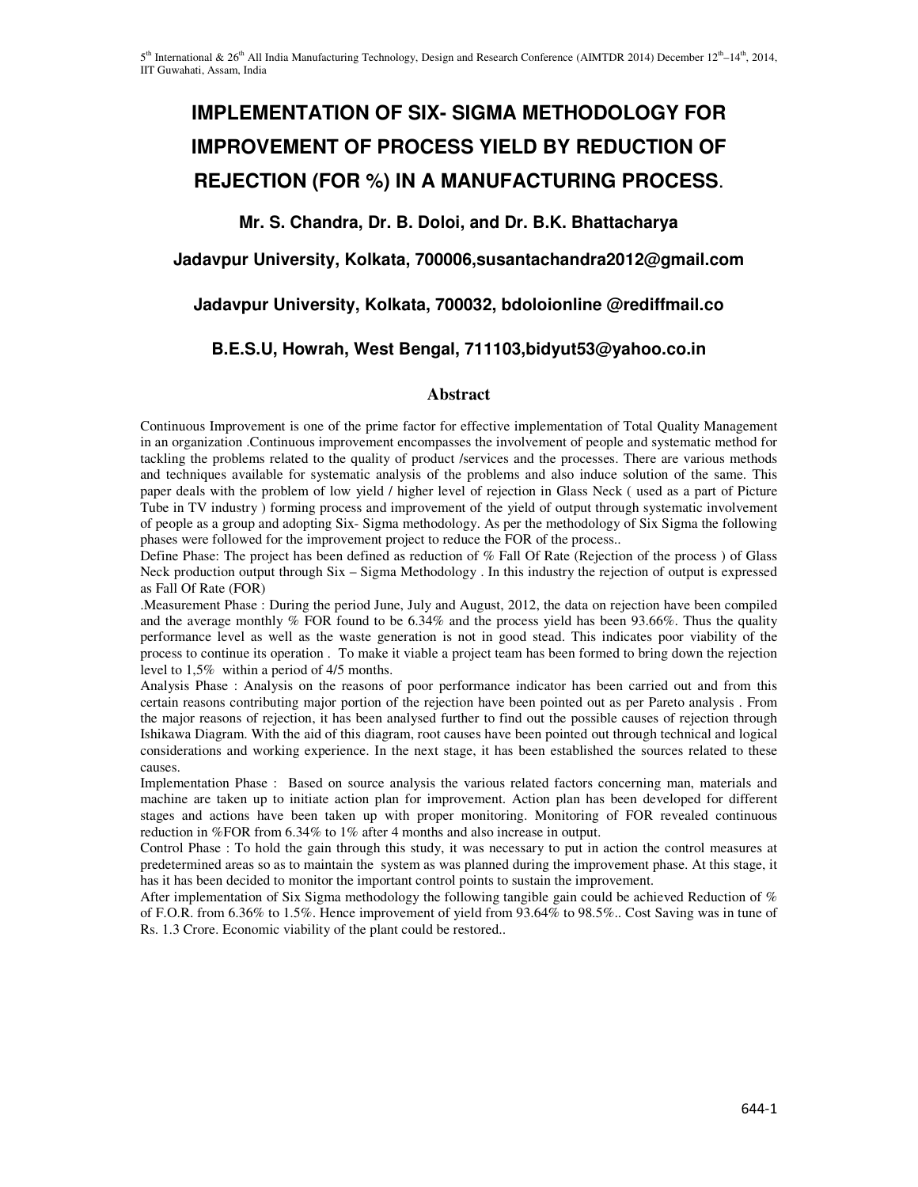# IMPLEMENTATION OF SIX- SIGMA METHODOLOGY FOR IMPROVEMENT OF PROCESS YIELD BY REDUCTION OF REJECTION (FOR %) IN A MANUFACTURING PROCESS.

**Mr. S. Chandra, Dr. B. Doloi, and Dr. B.K. Bhattacharya**

**Jadavpur University, Kolkata, 700006,susantachandra2012@gmail.com**

**Jadavpur University, Kolkata, 700032, bdoloionline @rediffmail.co**

**B.E.S.U, Howrah, West Bengal, 711103,bidyut53@yahoo.co.in**

## Abstract

Continuous Improvement is one of the prime factor for effective implementation of Total Quality Management in an organization .Continuous improvement encompasses the involvement of people and systematic method for tackling the problems related to the quality of product /services and the processes. There are various methods and techniques available for systematic analysis of the problems and also induce solution of the same. This paper deals with the problem of low yield / higher level of rejection in Glass Neck ( used as a part of Picture Tube in TV industry ) forming process and improvement of the yield of output through systematic involvement of people as a group and adopting Six- Sigma methodology. As per the methodology of Six Sigma the following phases were followed for the improvement project to reduce the FOR of the process..

Define Phase: The project has been defined as reduction of % Fall Of Rate (Rejection of the process ) of Glass Neck production output through Six – Sigma Methodology . In this industry the rejection of output is expressed as Fall Of Rate (FOR)

.Measurement Phase : During the period June, July and August, 2012, the data on rejection have been compiled and the average monthly % FOR found to be 6.34% and the process yield has been 93.66%. Thus the quality performance level as well as the waste generation is not in good stead. This indicates poor viability of the process to continue its operation . To make it viable a project team has been formed to bring down the rejection level to 1,5% within a period of 4/5 months.

Analysis Phase : Analysis on the reasons of poor performance indicator has been carried out and from this certain reasons contributing major portion of the rejection have been pointed out as per Pareto analysis . From the major reasons of rejection, it has been analysed further to find out the possible causes of rejection through Ishikawa Diagram. With the aid of this diagram, root causes have been pointed out through technical and logical considerations and working experience. In the next stage, it has been established the sources related to these causes.

Implementation Phase : Based on source analysis the various related factors concerning man, materials and machine are taken up to initiate action plan for improvement. Action plan has been developed for different stages and actions have been taken up with proper monitoring. Monitoring of FOR revealed continuous reduction in %FOR from 6.34% to 1% after 4 months and also increase in output.

Control Phase : To hold the gain through this study, it was necessary to put in action the control measures at predetermined areas so as to maintain the system as was planned during the improvement phase. At this stage, it has it has been decided to monitor the important control points to sustain the improvement.

After implementation of Six Sigma methodology the following tangible gain could be achieved Reduction of % of F.O.R. from 6.36% to 1.5%. Hence improvement of yield from 93.64% to 98.5%.. Cost Saving was in tune of Rs. 1.3 Crore. Economic viability of the plant could be restored..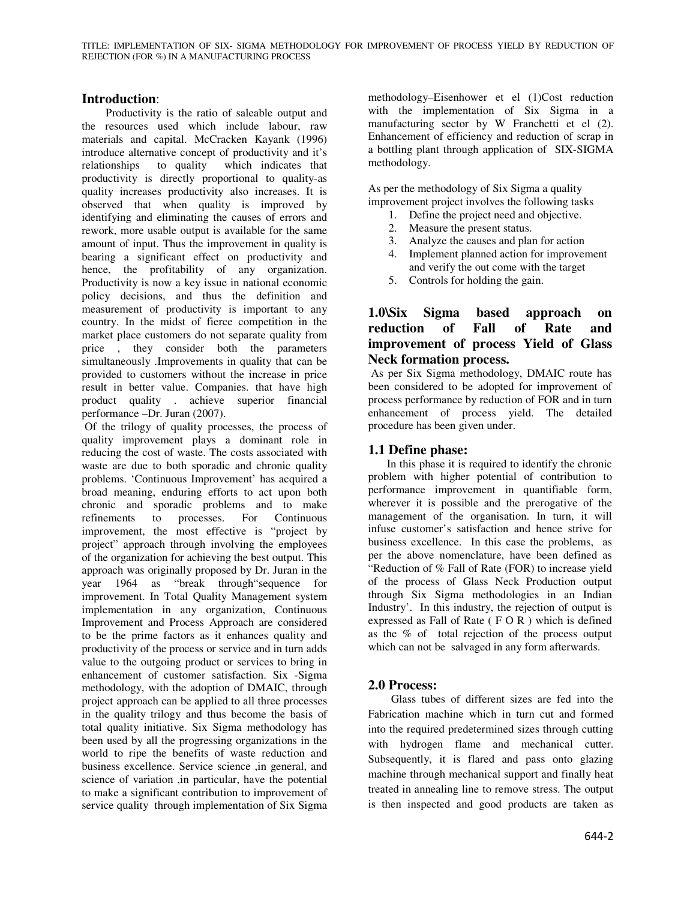## Introduction:

Productivity is the ratio of saleable output and the resources used which include labour, raw materials and capital. McCracken Kayank (1996) introduce alternative concept of productivity and it's relationships to quality which indicates that productivity is directly proportional to quality-as quality increases productivity also increases. It is observed that when quality is improved by identifying and eliminating the causes of errors and rework, more usable output is available for the same amount of input. Thus the improvement in quality is bearing a significant effect on productivity and hence, the profitability of any organization. Productivity is now a key issue in national economic policy decisions, and thus the definition and measurement of productivity is important to any country. In the midst of fierce competition in the market place customers do not separate quality from price , they consider both the parameters simultaneously .Improvements in quality that can be provided to customers without the increase in price result in better value. Companies. that have high product quality . achieve superior financial performance –Dr. Juran (2007).

Of the trilogy of quality processes, the process of quality improvement plays a dominant role in reducing the cost of waste. The costs associated with waste are due to both sporadic and chronic quality problems. 'Continuous Improvement' has acquired a broad meaning, enduring efforts to act upon both chronic and sporadic problems and to make refinements to processes. For Continuous improvement, the most effective is "project by project" approach through involving the employees of the organization for achieving the best output. This approach was originally proposed by Dr. Juran in the year 1964 as "break through"sequence for improvement. In Total Quality Management system implementation in any organization, Continuous Improvement and Process Approach are considered to be the prime factors as it enhances quality and productivity of the process or service and in turn adds value to the outgoing product or services to bring in enhancement of customer satisfaction. Six -Sigma methodology, with the adoption of DMAIC, through project approach can be applied to all three processes in the quality trilogy and thus become the basis of total quality initiative. Six Sigma methodology has been used by all the progressing organizations in the world to ripe the benefits of waste reduction and business excellence. Service science ,in general, and science of variation ,in particular, have the potential to make a significant contribution to improvement of service quality through implementation of Six Sigma methodology–Eisenhower et el (1)Cost reduction with the implementation of Six Sigma in a manufacturing sector by W Franchetti et el (2). Enhancement of efficiency and reduction of scrap in a bottling plant through application of SIX-SIGMA methodology.

As per the methodology of Six Sigma a quality improvement project involves the following tasks

1. Define the project need and objective.
2. Measure the present status.
3. Analyze the causes and plan for action
4. Implement planned action for improvement and verify the out come with the target
5. Controls for holding the gain.

## 1.0\Six Sigma based approach on reduction of Fall of Rate and improvement of process Yield of Glass Neck formation process.

As per Six Sigma methodology, DMAIC route has been considered to be adopted for improvement of process performance by reduction of FOR and in turn enhancement of process yield. The detailed procedure has been given under.

## 1.1 Define phase:

In this phase it is required to identify the chronic problem with higher potential of contribution to performance improvement in quantifiable form, wherever it is possible and the prerogative of the management of the organisation. In turn, it will infuse customer's satisfaction and hence strive for business excellence. In this case the problems, as per the above nomenclature, have been defined as "Reduction of % Fall of Rate (FOR) to increase yield of the process of Glass Neck Production output through Six Sigma methodologies in an Indian Industry'. In this industry, the rejection of output is expressed as Fall of Rate ( F O R ) which is defined as the % of total rejection of the process output which can not be salvaged in any form afterwards.

## 2.0 Process:

Glass tubes of different sizes are fed into the Fabrication machine which in turn cut and formed into the required predetermined sizes through cutting with hydrogen flame and mechanical cutter. Subsequently, it is flared and pass onto glazing machine through mechanical support and finally heat treated in annealing line to remove stress. The output is then inspected and good products are taken as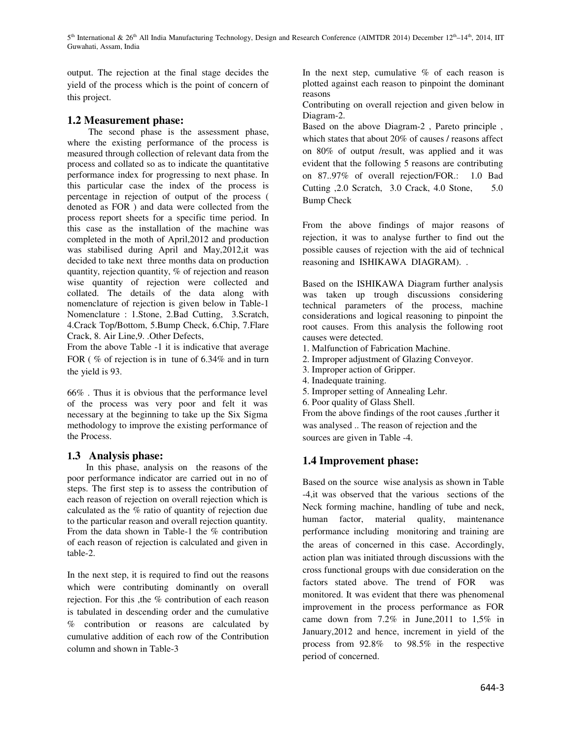output. The rejection at the final stage decides the yield of the process which is the point of concern of this project.

## 1.2 Measurement phase:

The second phase is the assessment phase, where the existing performance of the process is measured through collection of relevant data from the process and collated so as to indicate the quantitative performance index for progressing to next phase. In this particular case the index of the process is percentage in rejection of output of the process ( denoted as FOR ) and data were collected from the process report sheets for a specific time period. In this case as the installation of the machine was completed in the moth of April,2012 and production was stabilised during April and May,2012,it was decided to take next three months data on production quantity, rejection quantity, % of rejection and reason wise quantity of rejection were collected and collated. The details of the data along with nomenclature of rejection is given below in Table-1 Nomenclature : 1.Stone, 2.Bad Cutting, 3.Scratch, 4.Crack Top/Bottom, 5.Bump Check, 6.Chip, 7.Flare Crack, 8. Air Line,9. .Other Defects,

From the above Table -1 it is indicative that average FOR ( % of rejection is in tune of 6.34% and in turn the yield is 93.

66% . Thus it is obvious that the performance level of the process was very poor and felt it was necessary at the beginning to take up the Six Sigma methodology to improve the existing performance of the Process.

## 1.3 Analysis phase:

In this phase, analysis on the reasons of the poor performance indicator are carried out in no of steps. The first step is to assess the contribution of each reason of rejection on overall rejection which is calculated as the % ratio of quantity of rejection due to the particular reason and overall rejection quantity. From the data shown in Table-1 the % contribution of each reason of rejection is calculated and given in table-2.

In the next step, it is required to find out the reasons which were contributing dominantly on overall rejection. For this ,the % contribution of each reason is tabulated in descending order and the cumulative % contribution or reasons are calculated by cumulative addition of each row of the Contribution column and shown in Table-3

In the next step, cumulative % of each reason is plotted against each reason to pinpoint the dominant reasons

Contributing on overall rejection and given below in Diagram-2.

Based on the above Diagram-2 , Pareto principle , which states that about 20% of causes / reasons affect on 80% of output /result, was applied and it was evident that the following 5 reasons are contributing on 87..97% of overall rejection/FOR.: 1.0 Bad Cutting ,2.0 Scratch, 3.0 Crack, 4.0 Stone, 5.0 Bump Check

From the above findings of major reasons of rejection, it was to analyse further to find out the possible causes of rejection with the aid of technical reasoning and ISHIKAWA DIAGRAM). .

Based on the ISHIKAWA Diagram further analysis was taken up trough discussions considering technical parameters of the process, machine considerations and logical reasoning to pinpoint the root causes. From this analysis the following root causes were detected.

1. Malfunction of Fabrication Machine.
2. Improper adjustment of Glazing Conveyor.
3. Improper action of Gripper.
4. Inadequate training.
5. Improper setting of Annealing Lehr.
6. Poor quality of Glass Shell.

From the above findings of the root causes ,further it was analysed .. The reason of rejection and the sources are given in Table -4.

## 1.4 Improvement phase:

Based on the source wise analysis as shown in Table -4,it was observed that the various sections of the Neck forming machine, handling of tube and neck, human factor, material quality, maintenance performance including monitoring and training are the areas of concerned in this case. Accordingly, action plan was initiated through discussions with the cross functional groups with due consideration on the factors stated above. The trend of FOR was monitored. It was evident that there was phenomenal improvement in the process performance as FOR came down from 7.2% in June,2011 to 1,5% in January,2012 and hence, increment in yield of the process from 92.8% to 98.5% in the respective period of concerned.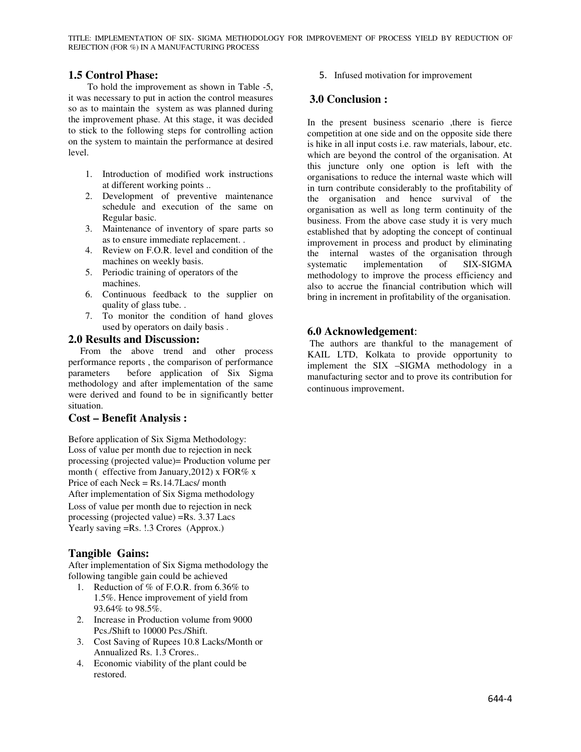## 1.5 Control Phase:

To hold the improvement as shown in Table -5, it was necessary to put in action the control measures so as to maintain the system as was planned during the improvement phase. At this stage, it was decided to stick to the following steps for controlling action on the system to maintain the performance at desired level.

1. Introduction of modified work instructions at different working points ..
2. Development of preventive maintenance schedule and execution of the same on Regular basic.
3. Maintenance of inventory of spare parts so as to ensure immediate replacement. .
4. Review on F.O.R. level and condition of the machines on weekly basis.
5. Periodic training of operators of the machines.
6. Continuous feedback to the supplier on quality of glass tube. .
7. To monitor the condition of hand gloves used by operators on daily basis .

## 2.0 Results and Discussion:

From the above trend and other process performance reports , the comparison of performance parameters before application of Six Sigma methodology and after implementation of the same were derived and found to be in significantly better situation.

## Cost – Benefit Analysis :

Before application of Six Sigma Methodology:
Loss of value per month due to rejection in neck processing (projected value)= Production volume per month ( effective from January,2012) x FOR% x Price of each Neck = Rs.14.7Lacs/ month
After implementation of Six Sigma methodology
Loss of value per month due to rejection in neck processing (projected value) =Rs. 3.37 Lacs
Yearly saving =Rs. !.3 Crores (Approx.)

## Tangible Gains:

After implementation of Six Sigma methodology the following tangible gain could be achieved

1. Reduction of % of F.O.R. from 6.36% to 1.5%. Hence improvement of yield from 93.64% to 98.5%.
2. Increase in Production volume from 9000 Pcs./Shift to 10000 Pcs./Shift.
3. Cost Saving of Rupees 10.8 Lacks/Month or Annualized Rs. 1.3 Crores..
4. Economic viability of the plant could be restored.
5. Infused motivation for improvement

## 3.0 Conclusion :

In the present business scenario ,there is fierce competition at one side and on the opposite side there is hike in all input costs i.e. raw materials, labour, etc. which are beyond the control of the organisation. At this juncture only one option is left with the organisations to reduce the internal waste which will in turn contribute considerably to the profitability of the organisation and hence survival of the organisation as well as long term continuity of the business. From the above case study it is very much established that by adopting the concept of continual improvement in process and product by eliminating the internal wastes of the organisation through systematic implementation of SIX-SIGMA methodology to improve the process efficiency and also to accrue the financial contribution which will bring in increment in profitability of the organisation.

## 6.0 Acknowledgement:

The authors are thankful to the management of KAIL LTD, Kolkata to provide opportunity to implement the SIX –SIGMA methodology in a manufacturing sector and to prove its contribution for continuous improvement.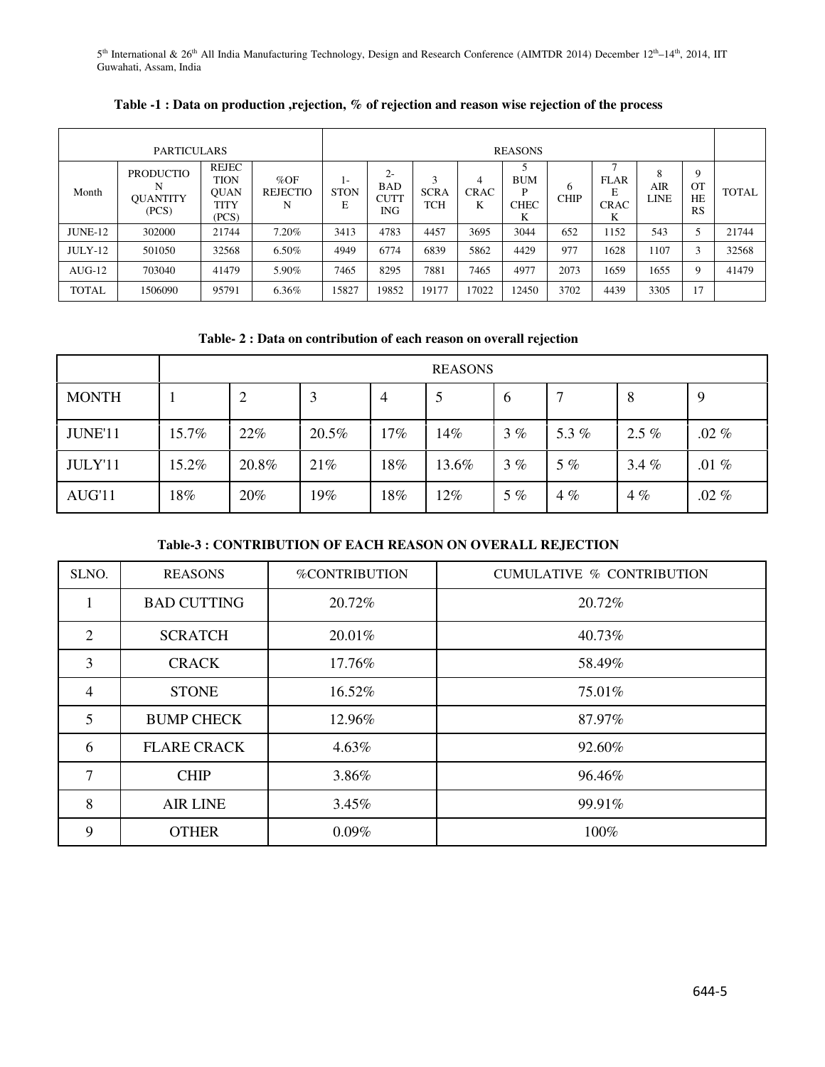**Table -1 : Data on production ,rejection, % of rejection and reason wise rejection of the process**

| PARTICULARS | | | | REASONS | | | | | | | | | |
|---|---|---|---|---|---|---|---|---|---|---|---|---|---|
| Month | PRODUCTION QUANTITY (PCS) | REJECTION QUANTITY (PCS) | %OF REJECTION | 1- STONE | 2- BAD CUTTING | 3 SCRATCH | 4 CRACK | 5 BUMP CHECK | 6 CHIP | 7 FLARE CRACK | 8 AIR LINE | 9 OTHERS | TOTAL |
| JUNE-12 | 302000 | 21744 | 7.20% | 3413 | 4783 | 4457 | 3695 | 3044 | 652 | 1152 | 543 | 5 | 21744 |
| JULY-12 | 501050 | 32568 | 6.50% | 4949 | 6774 | 6839 | 5862 | 4429 | 977 | 1628 | 1107 | 3 | 32568 |
| AUG-12 | 703040 | 41479 | 5.90% | 7465 | 8295 | 7881 | 7465 | 4977 | 2073 | 1659 | 1655 | 9 | 41479 |
| TOTAL | 1506090 | 95791 | 6.36% | 15827 | 19852 | 19177 | 17022 | 12450 | 3702 | 4439 | 3305 | 17 | |

**Table- 2 : Data on contribution of each reason on overall rejection**

| | REASONS | | | | | | | | |
|---|---|---|---|---|---|---|---|---|---|
| MONTH | 1 | 2 | 3 | 4 | 5 | 6 | 7 | 8 | 9 |
| JUNE'11 | 15.7% | 22% | 20.5% | 17% | 14% | 3 % | 5.3 % | 2.5 % | .02 % |
| JULY'11 | 15.2% | 20.8% | 21% | 18% | 13.6% | 3 % | 5 % | 3.4 % | .01 % |
| AUG'11 | 18% | 20% | 19% | 18% | 12% | 5 % | 4 % | 4 % | .02 % |

**Table-3 : CONTRIBUTION OF EACH REASON ON OVERALL REJECTION**

| SLNO. | REASONS | %CONTRIBUTION | CUMULATIVE % CONTRIBUTION |
|---|---|---|---|
| 1 | BAD CUTTING | 20.72% | 20.72% |
| 2 | SCRATCH | 20.01% | 40.73% |
| 3 | CRACK | 17.76% | 58.49% |
| 4 | STONE | 16.52% | 75.01% |
| 5 | BUMP CHECK | 12.96% | 87.97% |
| 6 | FLARE CRACK | 4.63% | 92.60% |
| 7 | CHIP | 3.86% | 96.46% |
| 8 | AIR LINE | 3.45% | 99.91% |
| 9 | OTHER | 0.09% | 100% |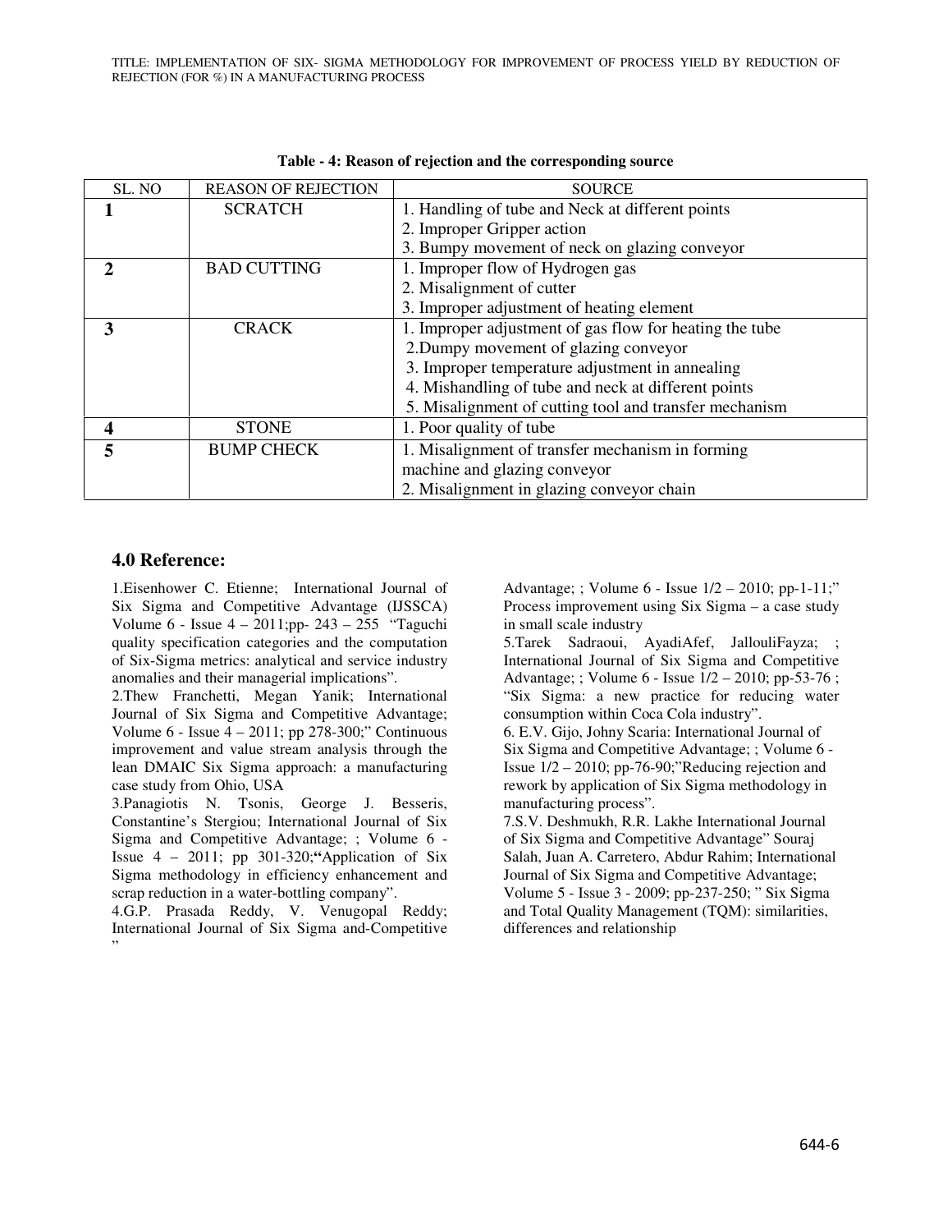**Table - 4: Reason of rejection and the corresponding source**

| SL. NO | REASON OF REJECTION | SOURCE |
|---|---|---|
| **1** | SCRATCH | 1. Handling of tube and Neck at different points<br>2. Improper Gripper action<br>3. Bumpy movement of neck on glazing conveyor |
| **2** | BAD CUTTING | 1. Improper flow of Hydrogen gas<br>2. Misalignment of cutter<br>3. Improper adjustment of heating element |
| **3** | CRACK | 1. Improper adjustment of gas flow for heating the tube<br>2.Dumpy movement of glazing conveyor<br>3. Improper temperature adjustment in annealing<br>4. Mishandling of tube and neck at different points<br>5. Misalignment of cutting tool and transfer mechanism |
| **4** | STONE | 1. Poor quality of tube |
| **5** | BUMP CHECK | 1. Misalignment of transfer mechanism in forming machine and glazing conveyor<br>2. Misalignment in glazing conveyor chain |

## 4.0 Reference:

1.Eisenhower C. Etienne; International Journal of Six Sigma and Competitive Advantage (IJSSCA) Volume 6 - Issue 4 – 2011;pp- 243 – 255 "Taguchi quality specification categories and the computation of Six-Sigma metrics: analytical and service industry anomalies and their managerial implications".

2.Thew Franchetti, Megan Yanik; International Journal of Six Sigma and Competitive Advantage; Volume 6 - Issue 4 – 2011; pp 278-300;" Continuous improvement and value stream analysis through the lean DMAIC Six Sigma approach: a manufacturing case study from Ohio, USA

3.Panagiotis N. Tsonis, George J. Besseris, Constantine's Stergiou; International Journal of Six Sigma and Competitive Advantage; ; Volume 6 - Issue 4 – 2011; pp 301-320;**"**Application of Six Sigma methodology in efficiency enhancement and scrap reduction in a water-bottling company".

4.G.P. Prasada Reddy, V. Venugopal Reddy; International Journal of Six Sigma and-Competitive " Advantage; ; Volume 6 - Issue 1/2 – 2010; pp-1-11;" Process improvement using Six Sigma – a case study in small scale industry

5.Tarek Sadraoui, AyadiAfef, JallouliFayza; ; International Journal of Six Sigma and Competitive Advantage; ; Volume 6 - Issue 1/2 – 2010; pp-53-76 ; "Six Sigma: a new practice for reducing water consumption within Coca Cola industry".

6. E.V. Gijo, Johny Scaria: International Journal of Six Sigma and Competitive Advantage; ; Volume 6 - Issue 1/2 – 2010; pp-76-90;"Reducing rejection and rework by application of Six Sigma methodology in manufacturing process".

7.S.V. Deshmukh, R.R. Lakhe International Journal of Six Sigma and Competitive Advantage" Souraj Salah, Juan A. Carretero, Abdur Rahim; International Journal of Six Sigma and Competitive Advantage; Volume 5 - Issue 3 - 2009; pp-237-250; " Six Sigma and Total Quality Management (TQM): similarities, differences and relationship